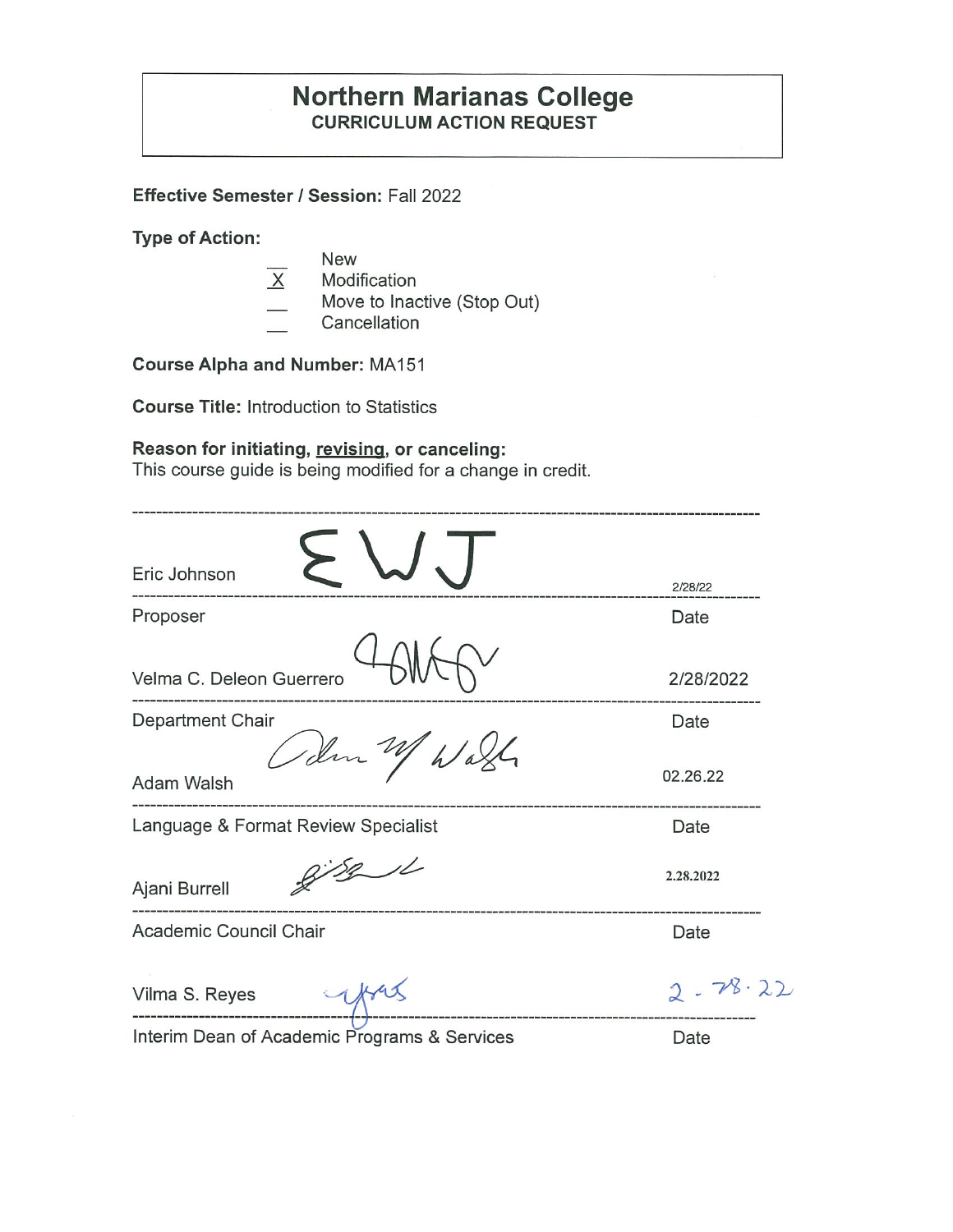# Northern Marianas College

**CURRICULUM ACTION REQUEST**

**Effective Semester / Session:** Fall 2022

**Type of Action:**

- \_\_ New
- X Modification
- \_\_ Move to Inactive (Stop Out)
- \_\_ Cancellation

**Course Alpha and Number:** MA151

**Course Title:** Introduction to Statistics

**Reason for initiating, revising, or canceling:**
This course guide is being modified for a change in credit.

---

Eric Johnson — EWJ — 2/28/22

Proposer — Date

Velma C. Deleon Guerrero — 2/28/2022

Department Chair — Date

Adam Walsh — 02.26.22

Language & Format Review Specialist — Date

Ajani Burrell — 2.28.2022

Academic Council Chair — Date

Vilma S. Reyes — 2.28.22

Interim Dean of Academic Programs & Services — Date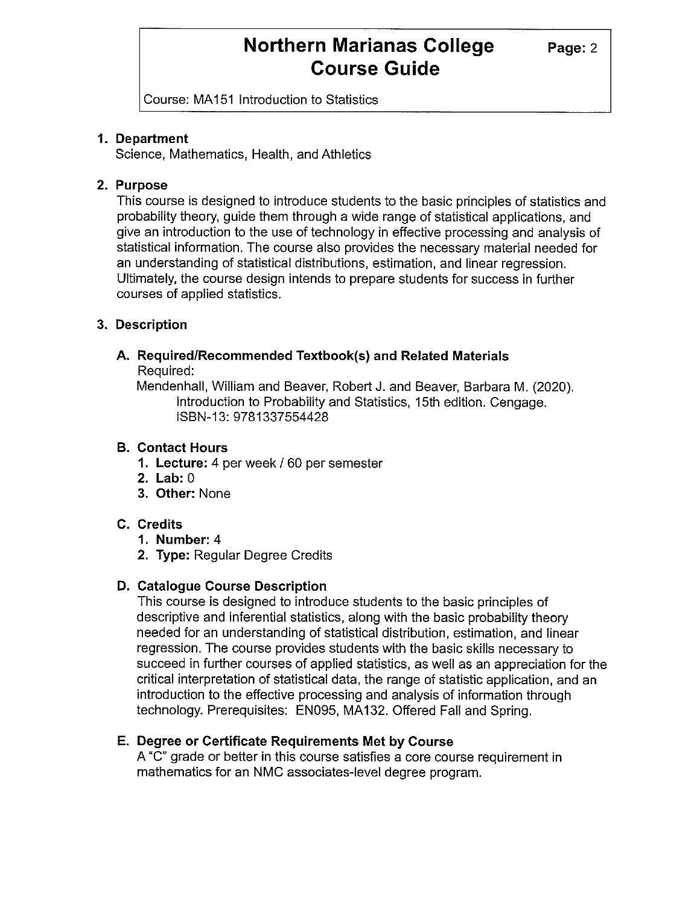## 1. Department

Science, Mathematics, Health, and Athletics

## 2. Purpose

This course is designed to introduce students to the basic principles of statistics and probability theory, guide them through a wide range of statistical applications, and give an introduction to the use of technology in effective processing and analysis of statistical information. The course also provides the necessary material needed for an understanding of statistical distributions, estimation, and linear regression. Ultimately, the course design intends to prepare students for success in further courses of applied statistics.

## 3. Description

### A. Required/Recommended Textbook(s) and Related Materials

Required:

Mendenhall, William and Beaver, Robert J. and Beaver, Barbara M. (2020). Introduction to Probability and Statistics, 15th edition. Cengage. ISBN-13: 9781337554428

### B. Contact Hours

1. **Lecture:** 4 per week / 60 per semester
2. **Lab:** 0
3. **Other:** None

### C. Credits

1. **Number:** 4
2. **Type:** Regular Degree Credits

### D. Catalogue Course Description

This course is designed to introduce students to the basic principles of descriptive and inferential statistics, along with the basic probability theory needed for an understanding of statistical distribution, estimation, and linear regression. The course provides students with the basic skills necessary to succeed in further courses of applied statistics, as well as an appreciation for the critical interpretation of statistical data, the range of statistic application, and an introduction to the effective processing and analysis of information through technology. Prerequisites: EN095, MA132. Offered Fall and Spring.

### E. Degree or Certificate Requirements Met by Course

A "C" grade or better in this course satisfies a core course requirement in mathematics for an NMC associates-level degree program.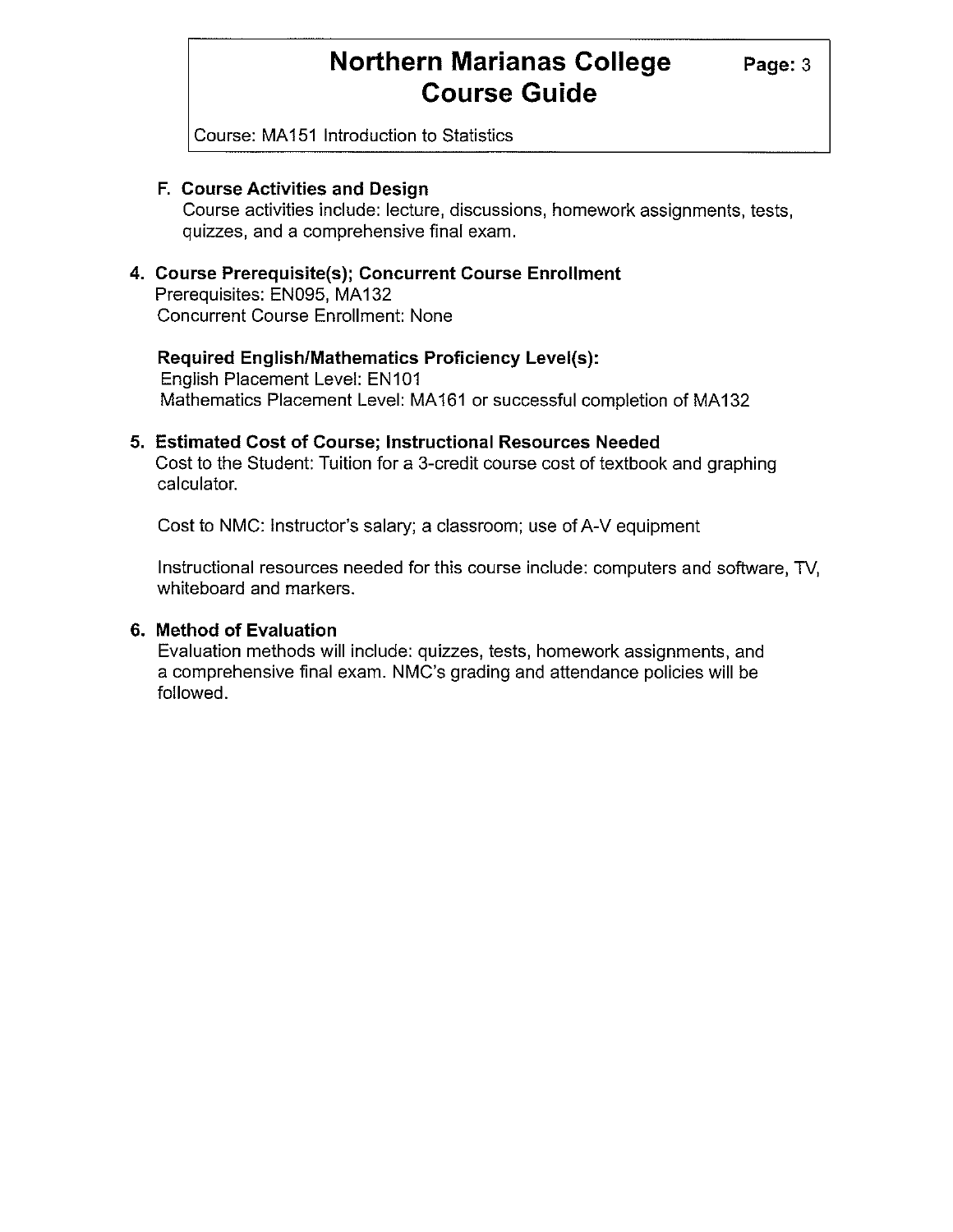**F. Course Activities and Design**

Course activities include: lecture, discussions, homework assignments, tests, quizzes, and a comprehensive final exam.

## 4. Course Prerequisite(s); Concurrent Course Enrollment

Prerequisites: EN095, MA132

Concurrent Course Enrollment: None

**Required English/Mathematics Proficiency Level(s):**

English Placement Level: EN101

Mathematics Placement Level: MA161 or successful completion of MA132

## 5. Estimated Cost of Course; Instructional Resources Needed

Cost to the Student: Tuition for a 3-credit course cost of textbook and graphing calculator.

Cost to NMC: Instructor's salary; a classroom; use of A-V equipment

Instructional resources needed for this course include: computers and software, TV, whiteboard and markers.

## 6. Method of Evaluation

Evaluation methods will include: quizzes, tests, homework assignments, and a comprehensive final exam. NMC's grading and attendance policies will be followed.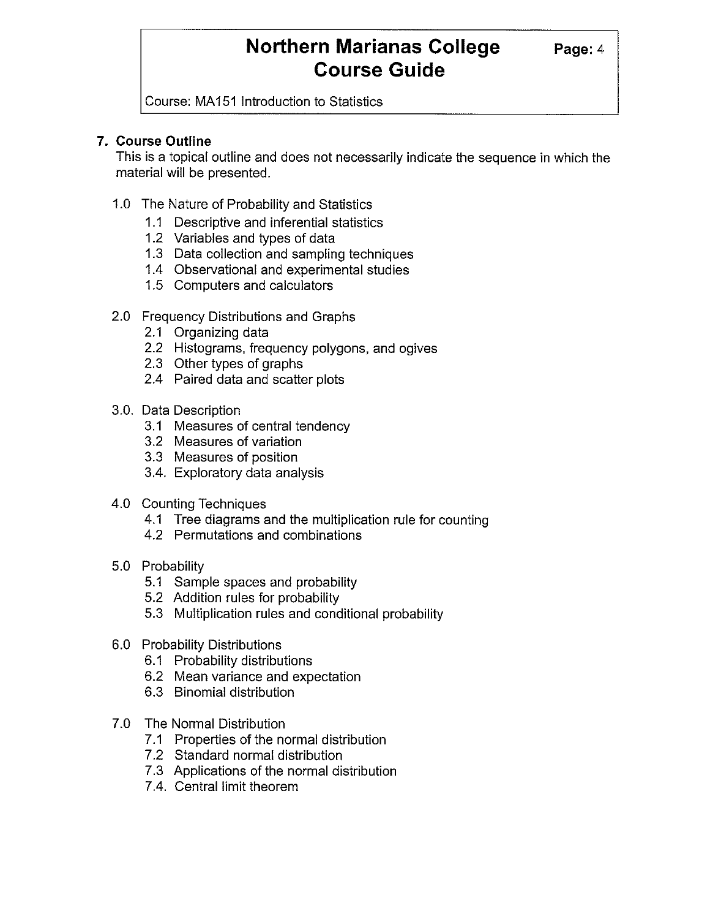## 7. Course Outline

This is a topical outline and does not necessarily indicate the sequence in which the material will be presented.

1.0 The Nature of Probability and Statistics
- 1.1 Descriptive and inferential statistics
- 1.2 Variables and types of data
- 1.3 Data collection and sampling techniques
- 1.4 Observational and experimental studies
- 1.5 Computers and calculators

2.0 Frequency Distributions and Graphs
- 2.1 Organizing data
- 2.2 Histograms, frequency polygons, and ogives
- 2.3 Other types of graphs
- 2.4 Paired data and scatter plots

3.0. Data Description
- 3.1 Measures of central tendency
- 3.2 Measures of variation
- 3.3 Measures of position
- 3.4. Exploratory data analysis

4.0 Counting Techniques
- 4.1 Tree diagrams and the multiplication rule for counting
- 4.2 Permutations and combinations

5.0 Probability
- 5.1 Sample spaces and probability
- 5.2 Addition rules for probability
- 5.3 Multiplication rules and conditional probability

6.0 Probability Distributions
- 6.1 Probability distributions
- 6.2 Mean variance and expectation
- 6.3 Binomial distribution

7.0 The Normal Distribution
- 7.1 Properties of the normal distribution
- 7.2 Standard normal distribution
- 7.3 Applications of the normal distribution
- 7.4. Central limit theorem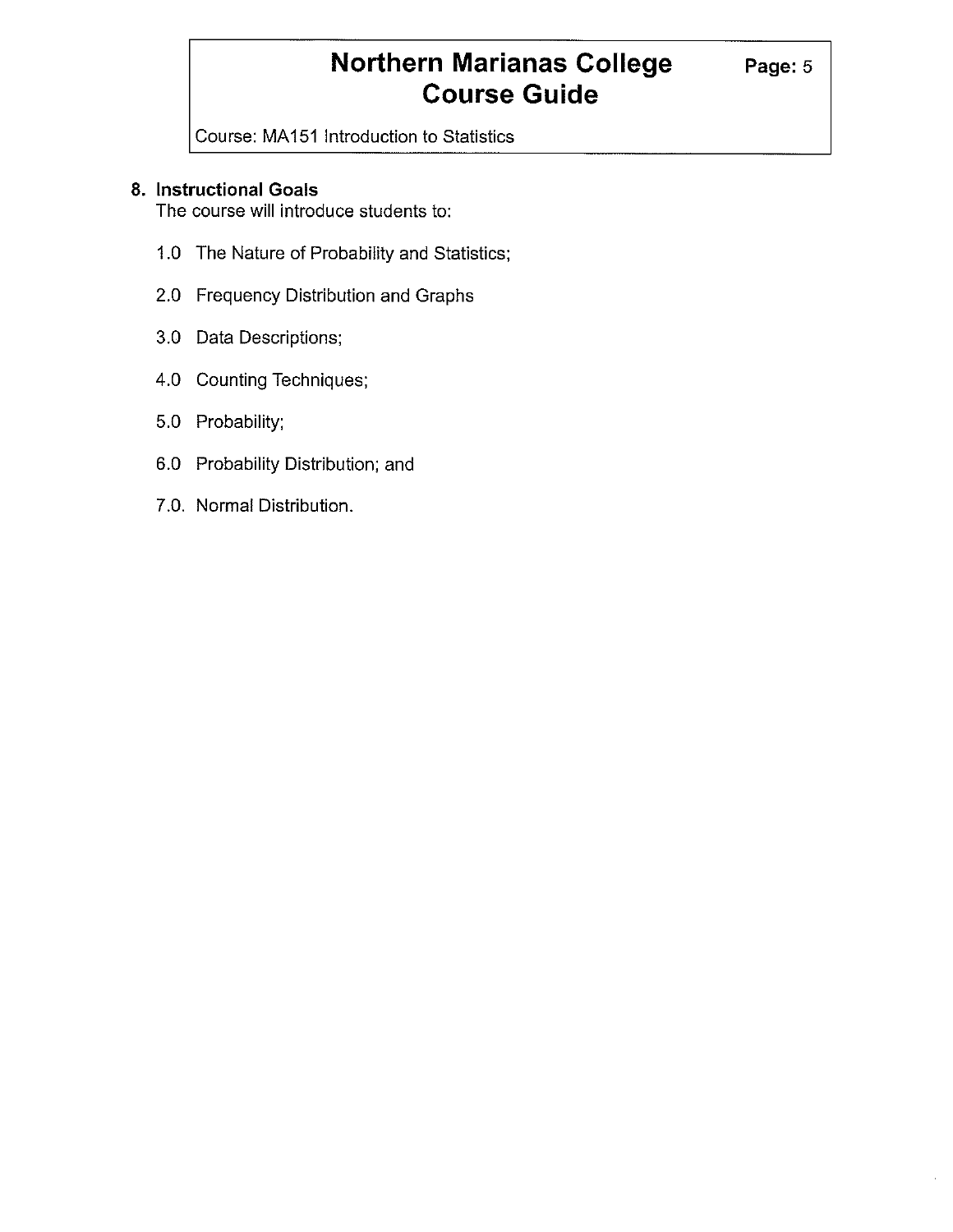## 8. Instructional Goals

The course will introduce students to:

1.0 The Nature of Probability and Statistics;

2.0 Frequency Distribution and Graphs

3.0 Data Descriptions;

4.0 Counting Techniques;

5.0 Probability;

6.0 Probability Distribution; and

7.0. Normal Distribution.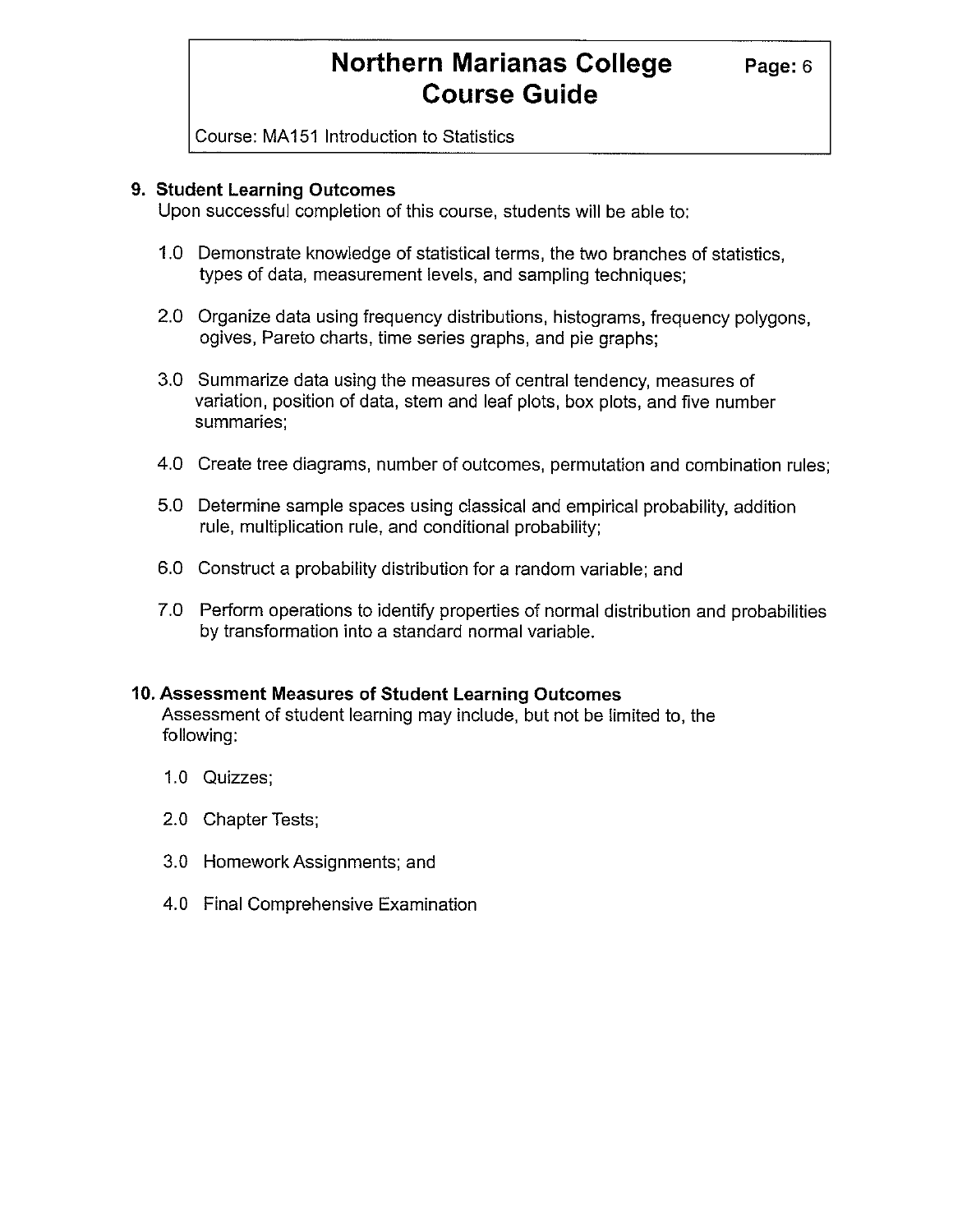## 9. Student Learning Outcomes

Upon successful completion of this course, students will be able to:

1.0 Demonstrate knowledge of statistical terms, the two branches of statistics, types of data, measurement levels, and sampling techniques;

2.0 Organize data using frequency distributions, histograms, frequency polygons, ogives, Pareto charts, time series graphs, and pie graphs;

3.0 Summarize data using the measures of central tendency, measures of variation, position of data, stem and leaf plots, box plots, and five number summaries;

4.0 Create tree diagrams, number of outcomes, permutation and combination rules;

5.0 Determine sample spaces using classical and empirical probability, addition rule, multiplication rule, and conditional probability;

6.0 Construct a probability distribution for a random variable; and

7.0 Perform operations to identify properties of normal distribution and probabilities by transformation into a standard normal variable.

## 10. Assessment Measures of Student Learning Outcomes

Assessment of student learning may include, but not be limited to, the following:

1.0 Quizzes;

2.0 Chapter Tests;

3.0 Homework Assignments; and

4.0 Final Comprehensive Examination